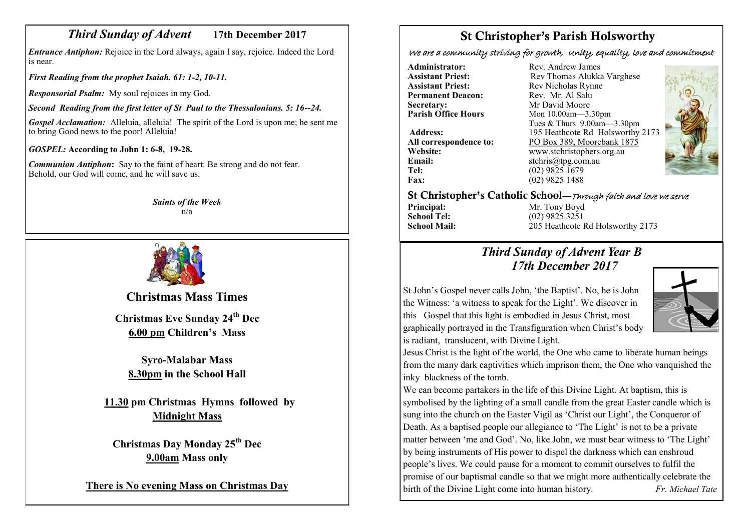## *Third Sunday of Advent* 17th December 2017

***Entrance Antiphon:*** Rejoice in the Lord always, again I say, rejoice. Indeed the Lord is near.

***First Reading from the prophet Isaiah. 61: 1-2, 10-11.***

***Responsorial Psalm:*** My soul rejoices in my God.

***Second Reading from the first letter of St Paul to the Thessalonians. 5: 16--24.***

***Gospel Acclamation:*** Alleluia, alleluia! The spirit of the Lord is upon me; he sent me to bring Good news to the poor! Alleluia!

***GOSPEL:* According to John 1: 6-8, 19-28.**

***Communion Antiphon*:** Say to the faint of heart: Be strong and do not fear. Behold, our God will come, and he will save us.

***Saints of the Week***
n/a

## Christmas Mass Times

**Christmas Eve Sunday 24th Dec**
**<u>6.00 pm</u> Children's Mass**

**Syro-Malabar Mass**
**<u>8.30pm</u> in the School Hall**

**<u>11.30</u> pm Christmas Hymns followed by <u>Midnight Mass</u>**

**Christmas Day Monday 25th Dec**
**<u>9.00am</u> Mass only**

**<u>There is No evening Mass on Christmas Day</u>**

# St Christopher's Parish Holsworthy

*We are a community striving for growth, Unity, equality, love and commitment*

**Administrator:** Rev. Andrew James
**Assistant Priest:** Rev Thomas Alukka Varghese
**Assistant Priest:** Rev Nicholas Rynne
**Permanent Deacon:** Rev. Mr. Al Salu
**Secretary:** Mr David Moore
**Parish Office Hours** Mon 10.00am—3.30pm
Tues & Thurs 9.00am—3.30pm
**Address:** 195 Heathcote Rd Holsworthy 2173
**All correspondence to:** <u>PO Box 389, Moorebank 1875</u>
**Website:** www.stchristophers.org.au
**Email:** stchris@tpg.com.au
**Tel:** (02) 9825 1679
**Fax:** (02) 9825 1488

## St Christopher's Catholic School—*Through faith and love we serve*

**Principal:** Mr. Tony Boyd
**School Tel:** (02) 9825 3251
**School Mail:** 205 Heathcote Rd Holsworthy 2173

## *Third Sunday of Advent Year B*
## *17th December 2017*

St John's Gospel never calls John, 'the Baptist'. No, he is John the Witness: 'a witness to speak for the Light'. We discover in this Gospel that this light is embodied in Jesus Christ, most graphically portrayed in the Transfiguration when Christ's body is radiant, translucent, with Divine Light.

Jesus Christ is the light of the world, the One who came to liberate human beings from the many dark captivities which imprison them, the One who vanquished the inky blackness of the tomb.

We can become partakers in the life of this Divine Light. At baptism, this is symbolised by the lighting of a small candle from the great Easter candle which is sung into the church on the Easter Vigil as 'Christ our Light', the Conqueror of Death. As a baptised people our allegiance to 'The Light' is not to be a private matter between 'me and God'. No, like John, we must bear witness to 'The Light' by being instruments of His power to dispel the darkness which can enshroud people's lives. We could pause for a moment to commit ourselves to fulfil the promise of our baptismal candle so that we might more authentically celebrate the birth of the Divine Light come into human history. *Fr. Michael Tate*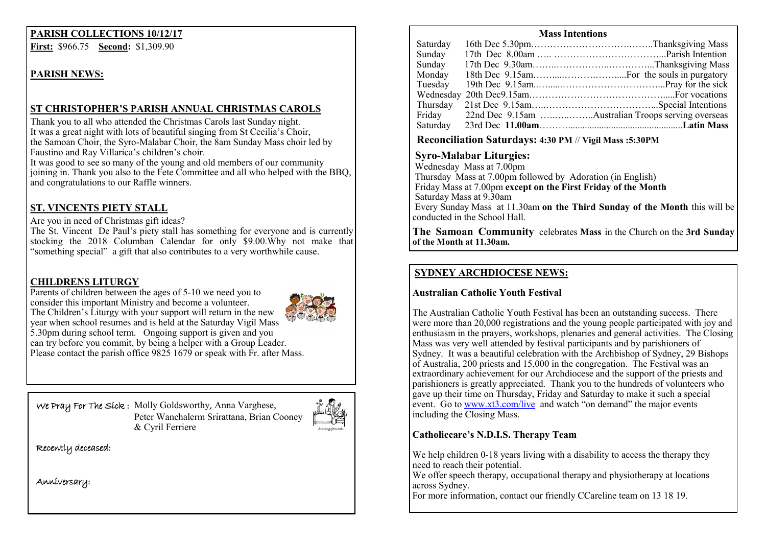## PARISH COLLECTIONS 10/12/17

**First:** $966.75 **Second:** $1,309.90

## PARISH NEWS:

### ST CHRISTOPHER'S PARISH ANNUAL CHRISTMAS CAROLS

Thank you to all who attended the Christmas Carols last Sunday night. It was a great night with lots of beautiful singing from St Cecilia's Choir, the Samoan Choir, the Syro-Malabar Choir, the 8am Sunday Mass choir led by Faustino and Ray Villarica's children's choir.

It was good to see so many of the young and old members of our community joining in. Thank you also to the Fete Committee and all who helped with the BBQ, and congratulations to our Raffle winners.

### ST. VINCENTS PIETY STALL

Are you in need of Christmas gift ideas?

The St. Vincent De Paul's piety stall has something for everyone and is currently stocking the 2018 Columban Calendar for only $9.00.Why not make that "something special" a gift that also contributes to a very worthwhile cause.

### CHILDRENS LITURGY

Parents of children between the ages of 5-10 we need you to consider this important Ministry and become a volunteer. The Children's Liturgy with your support will return in the new year when school resumes and is held at the Saturday Vigil Mass 5.30pm during school term. Ongoing support is given and you can try before you commit, by being a helper with a Group Leader. Please contact the parish office 9825 1679 or speak with Fr. after Mass.

We Pray For The Sick : Molly Goldsworthy, Anna Varghese, Peter Wanchalerm Srirattana, Brian Cooney & Cyril Ferriere

Recently deceased:

Anniversary:

## Mass Intentions

| | | |
|---|---|---|
| Saturday | 16th Dec 5.30pm | Thanksgiving Mass |
| Sunday | 17th Dec 8.00am | Parish Intention |
| Sunday | 17th Dec 9.30am | Thanksgiving Mass |
| Monday | 18th Dec 9.15am | For the souls in purgatory |
| Tuesday | 19th Dec 9.15am | Pray for the sick |
| Wednesday | 20th Dec 9.15am | For vocations |
| Thursday | 21st Dec 9.15am | Special Intentions |
| Friday | 22nd Dec 9.15am | Australian Troops serving overseas |
| Saturday | 23rd Dec **11.00am** | **Latin Mass** |

**Reconciliation Saturdays: 4:30 PM // Vigil Mass :5:30PM**

### Syro-Malabar Liturgies:

Wednesday Mass at 7.00pm
Thursday Mass at 7.00pm followed by Adoration (in English)
Friday Mass at 7.00pm **except on the First Friday of the Month**
Saturday Mass at 9.30am
Every Sunday Mass at 11.30am **on the Third Sunday of the Month** this will be conducted in the School Hall.

**The Samoan Community** celebrates **Mass** in the Church on the **3rd Sunday of the Month at 11.30am.**

## SYDNEY ARCHDIOCESE NEWS:

### Australian Catholic Youth Festival

The Australian Catholic Youth Festival has been an outstanding success. There were more than 20,000 registrations and the young people participated with joy and enthusiasm in the prayers, workshops, plenaries and general activities. The Closing Mass was very well attended by festival participants and by parishioners of Sydney. It was a beautiful celebration with the Archbishop of Sydney, 29 Bishops of Australia, 200 priests and 15,000 in the congregation. The Festival was an extraordinary achievement for our Archdiocese and the support of the priests and parishioners is greatly appreciated. Thank you to the hundreds of volunteers who gave up their time on Thursday, Friday and Saturday to make it such a special event. Go to www.xt3.com/live and watch "on demand" the major events including the Closing Mass.

### Catholiccare's N.D.I.S. Therapy Team

We help children 0-18 years living with a disability to access the therapy they need to reach their potential.

We offer speech therapy, occupational therapy and physiotherapy at locations across Sydney.

For more information, contact our friendly CCareline team on 13 18 19.